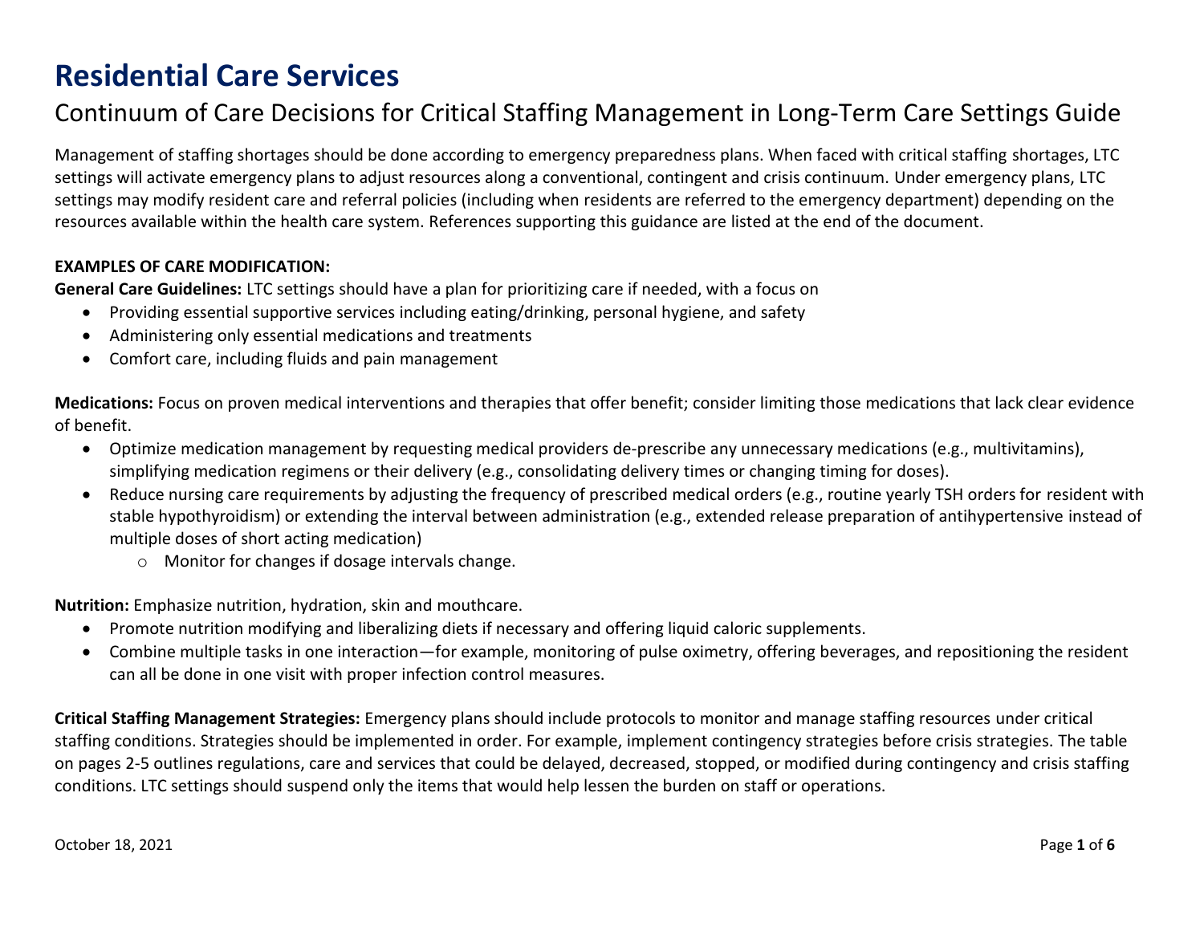# Residential Care Services

## Continuum of Care Decisions for Critical Staffing Management in Long-Term Care Settings Guide

Management of staffing shortages should be done according to emergency preparedness plans. When faced with critical staffing shortages, LTC settings will activate emergency plans to adjust resources along a conventional, contingent and crisis continuum. Under emergency plans, LTC settings may modify resident care and referral policies (including when residents are referred to the emergency department) depending on the resources available within the health care system. References supporting this guidance are listed at the end of the document.

**EXAMPLES OF CARE MODIFICATION:**

**General Care Guidelines:** LTC settings should have a plan for prioritizing care if needed, with a focus on

- Providing essential supportive services including eating/drinking, personal hygiene, and safety
- Administering only essential medications and treatments
- Comfort care, including fluids and pain management

**Medications:** Focus on proven medical interventions and therapies that offer benefit; consider limiting those medications that lack clear evidence of benefit.

- Optimize medication management by requesting medical providers de-prescribe any unnecessary medications (e.g., multivitamins), simplifying medication regimens or their delivery (e.g., consolidating delivery times or changing timing for doses).
- Reduce nursing care requirements by adjusting the frequency of prescribed medical orders (e.g., routine yearly TSH orders for resident with stable hypothyroidism) or extending the interval between administration (e.g., extended release preparation of antihypertensive instead of multiple doses of short acting medication)
  - Monitor for changes if dosage intervals change.

**Nutrition:** Emphasize nutrition, hydration, skin and mouthcare.

- Promote nutrition modifying and liberalizing diets if necessary and offering liquid caloric supplements.
- Combine multiple tasks in one interaction—for example, monitoring of pulse oximetry, offering beverages, and repositioning the resident can all be done in one visit with proper infection control measures.

**Critical Staffing Management Strategies:** Emergency plans should include protocols to monitor and manage staffing resources under critical staffing conditions. Strategies should be implemented in order. For example, implement contingency strategies before crisis strategies. The table on pages 2-5 outlines regulations, care and services that could be delayed, decreased, stopped, or modified during contingency and crisis staffing conditions. LTC settings should suspend only the items that would help lessen the burden on staff or operations.

October 18, 2021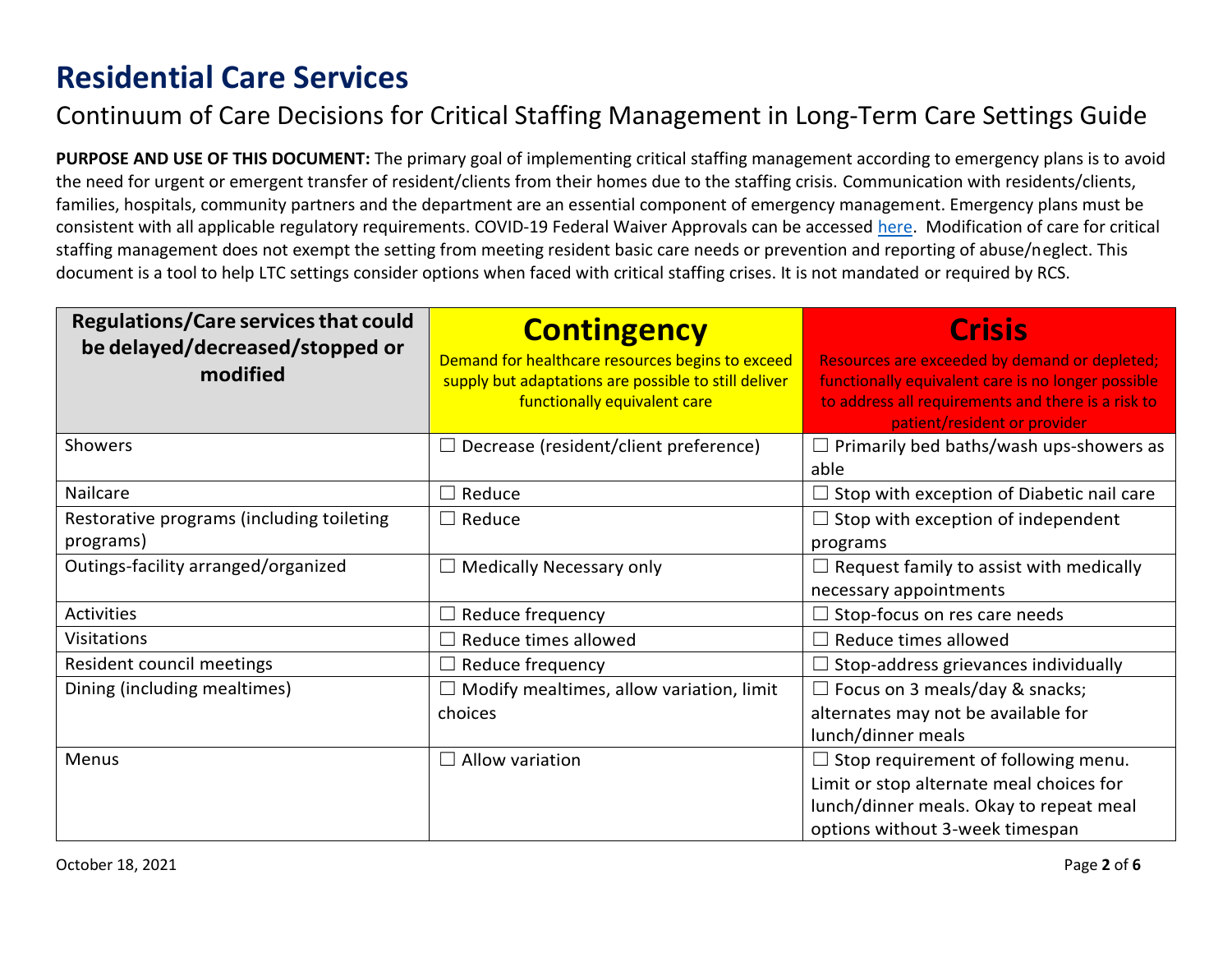# Residential Care Services

## Continuum of Care Decisions for Critical Staffing Management in Long-Term Care Settings Guide

**PURPOSE AND USE OF THIS DOCUMENT:** The primary goal of implementing critical staffing management according to emergency plans is to avoid the need for urgent or emergent transfer of resident/clients from their homes due to the staffing crisis. Communication with residents/clients, families, hospitals, community partners and the department are an essential component of emergency management. Emergency plans must be consistent with all applicable regulatory requirements. COVID-19 Federal Waiver Approvals can be accessed here. Modification of care for critical staffing management does not exempt the setting from meeting resident basic care needs or prevention and reporting of abuse/neglect. This document is a tool to help LTC settings consider options when faced with critical staffing crises. It is not mandated or required by RCS.

| Regulations/Care services that could be delayed/decreased/stopped or modified | **Contingency** Demand for healthcare resources begins to exceed supply but adaptations are possible to still deliver functionally equivalent care | **Crisis** Resources are exceeded by demand or depleted; functionally equivalent care is no longer possible to address all requirements and there is a risk to patient/resident or provider |
|---|---|---|
| Showers | ☐ Decrease (resident/client preference) | ☐ Primarily bed baths/wash ups-showers as able |
| Nailcare | ☐ Reduce | ☐ Stop with exception of Diabetic nail care |
| Restorative programs (including toileting programs) | ☐ Reduce | ☐ Stop with exception of independent programs |
| Outings-facility arranged/organized | ☐ Medically Necessary only | ☐ Request family to assist with medically necessary appointments |
| Activities | ☐ Reduce frequency | ☐ Stop-focus on res care needs |
| Visitations | ☐ Reduce times allowed | ☐ Reduce times allowed |
| Resident council meetings | ☐ Reduce frequency | ☐ Stop-address grievances individually |
| Dining (including mealtimes) | ☐ Modify mealtimes, allow variation, limit choices | ☐ Focus on 3 meals/day & snacks; alternates may not be available for lunch/dinner meals |
| Menus | ☐ Allow variation | ☐ Stop requirement of following menu. Limit or stop alternate meal choices for lunch/dinner meals. Okay to repeat meal options without 3-week timespan |

October 18, 2021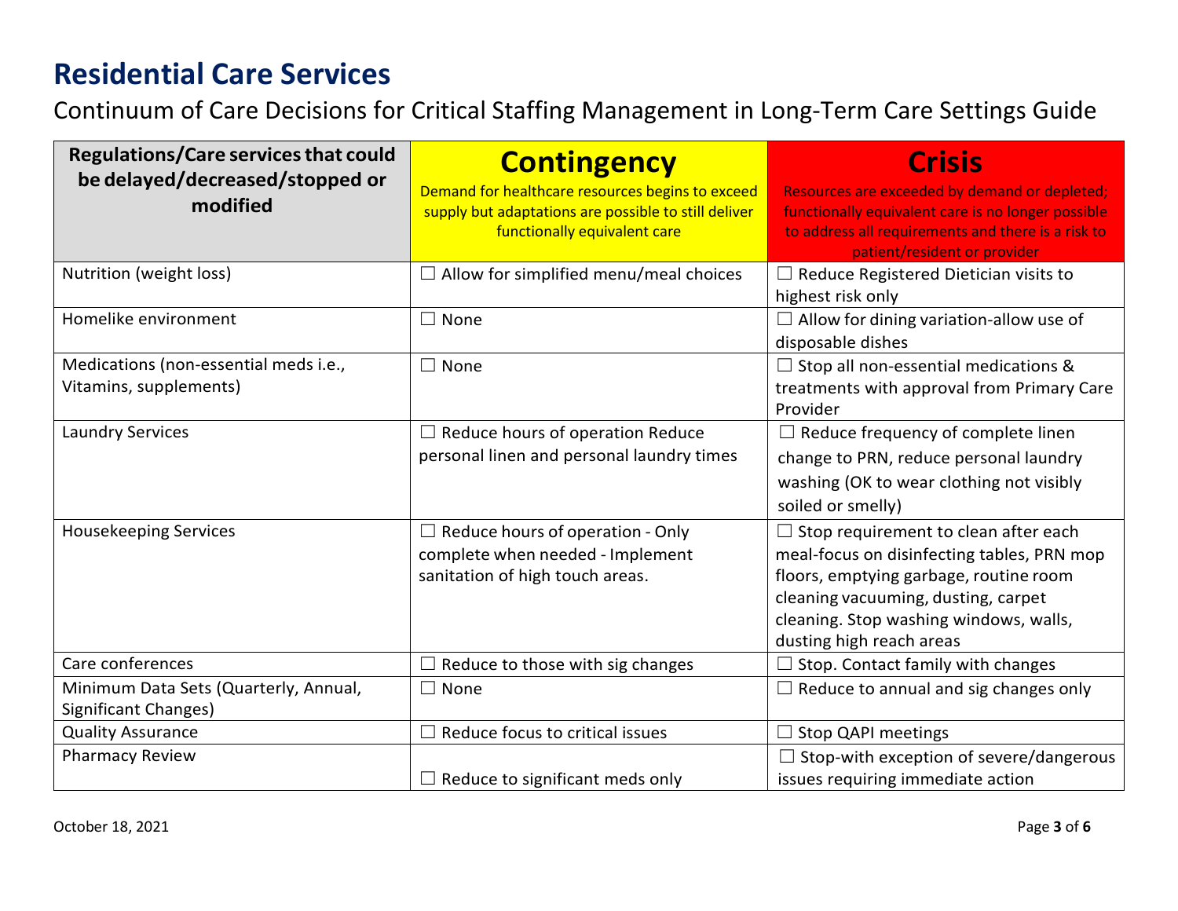# Residential Care Services

Continuum of Care Decisions for Critical Staffing Management in Long-Term Care Settings Guide

| Regulations/Care services that could be delayed/decreased/stopped or modified | **Contingency** Demand for healthcare resources begins to exceed supply but adaptations are possible to still deliver functionally equivalent care | **Crisis** Resources are exceeded by demand or depleted; functionally equivalent care is no longer possible to address all requirements and there is a risk to patient/resident or provider |
|---|---|---|
| Nutrition (weight loss) | ☐ Allow for simplified menu/meal choices | ☐ Reduce Registered Dietician visits to highest risk only |
| Homelike environment | ☐ None | ☐ Allow for dining variation-allow use of disposable dishes |
| Medications (non-essential meds i.e., Vitamins, supplements) | ☐ None | ☐ Stop all non-essential medications & treatments with approval from Primary Care Provider |
| Laundry Services | ☐ Reduce hours of operation Reduce personal linen and personal laundry times | ☐ Reduce frequency of complete linen change to PRN, reduce personal laundry washing (OK to wear clothing not visibly soiled or smelly) |
| Housekeeping Services | ☐ Reduce hours of operation - Only complete when needed - Implement sanitation of high touch areas. | ☐ Stop requirement to clean after each meal-focus on disinfecting tables, PRN mop floors, emptying garbage, routine room cleaning vacuuming, dusting, carpet cleaning. Stop washing windows, walls, dusting high reach areas |
| Care conferences | ☐ Reduce to those with sig changes | ☐ Stop. Contact family with changes |
| Minimum Data Sets (Quarterly, Annual, Significant Changes) | ☐ None | ☐ Reduce to annual and sig changes only |
| Quality Assurance | ☐ Reduce focus to critical issues | ☐ Stop QAPI meetings |
| Pharmacy Review | ☐ Reduce to significant meds only | ☐ Stop-with exception of severe/dangerous issues requiring immediate action |

October 18, 2021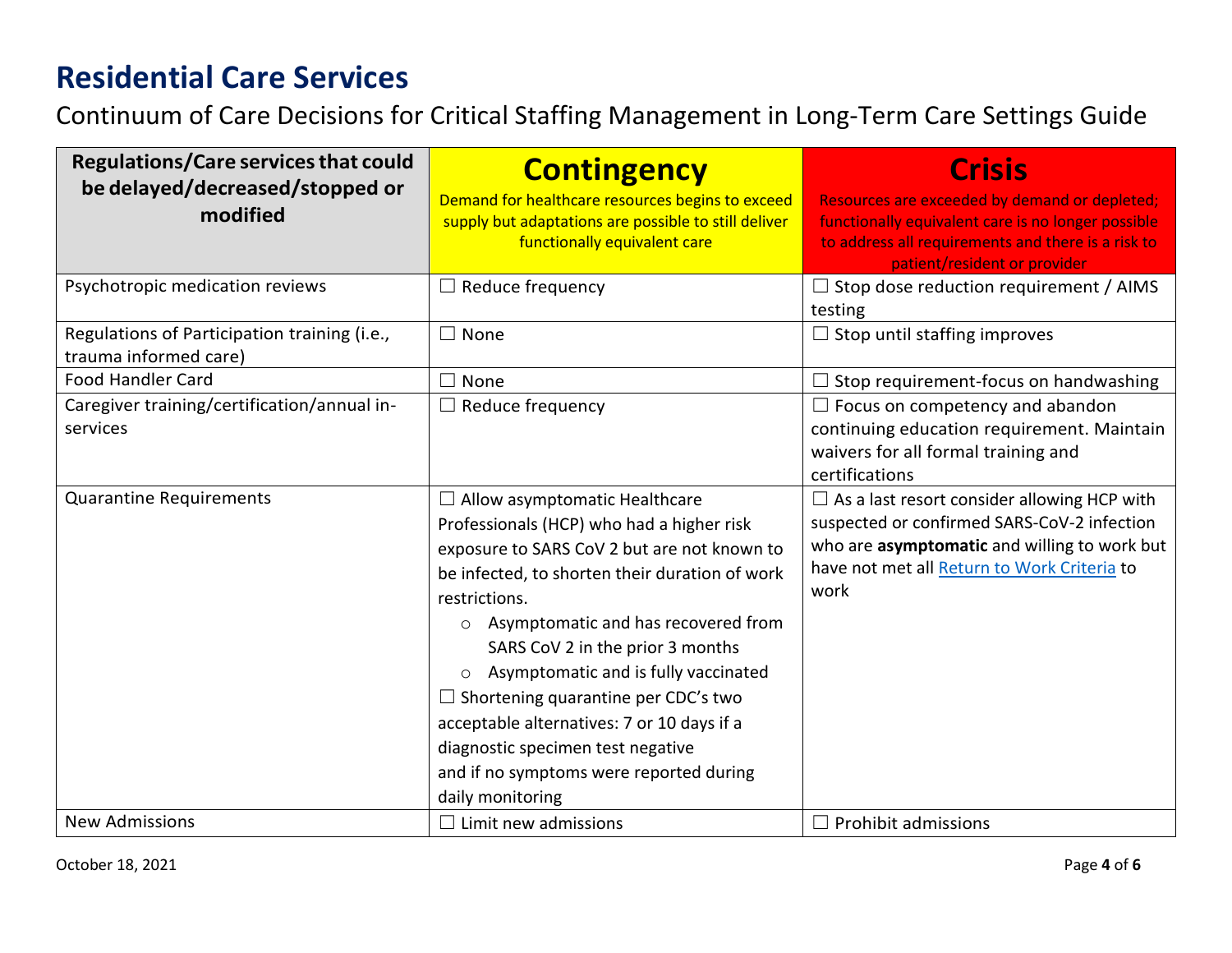# Residential Care Services

Continuum of Care Decisions for Critical Staffing Management in Long-Term Care Settings Guide

| Regulations/Care services that could be delayed/decreased/stopped or modified | **Contingency**<br>Demand for healthcare resources begins to exceed supply but adaptations are possible to still deliver functionally equivalent care | **Crisis**<br>Resources are exceeded by demand or depleted; functionally equivalent care is no longer possible to address all requirements and there is a risk to patient/resident or provider |
|---|---|---|
| Psychotropic medication reviews | ☐ Reduce frequency | ☐ Stop dose reduction requirement / AIMS testing |
| Regulations of Participation training (i.e., trauma informed care) | ☐ None | ☐ Stop until staffing improves |
| Food Handler Card | ☐ None | ☐ Stop requirement-focus on handwashing |
| Caregiver training/certification/annual in-services | ☐ Reduce frequency | ☐ Focus on competency and abandon continuing education requirement. Maintain waivers for all formal training and certifications |
| Quarantine Requirements | ☐ Allow asymptomatic Healthcare Professionals (HCP) who had a higher risk exposure to SARS CoV 2 but are not known to be infected, to shorten their duration of work restrictions.<br>○ Asymptomatic and has recovered from SARS CoV 2 in the prior 3 months<br>○ Asymptomatic and is fully vaccinated<br>☐ Shortening quarantine per CDC's two acceptable alternatives: 7 or 10 days if a diagnostic specimen test negative and if no symptoms were reported during daily monitoring | ☐ As a last resort consider allowing HCP with suspected or confirmed SARS-CoV-2 infection who are **asymptomatic** and willing to work but have not met all Return to Work Criteria to work |
| New Admissions | ☐ Limit new admissions | ☐ Prohibit admissions |

October 18, 2021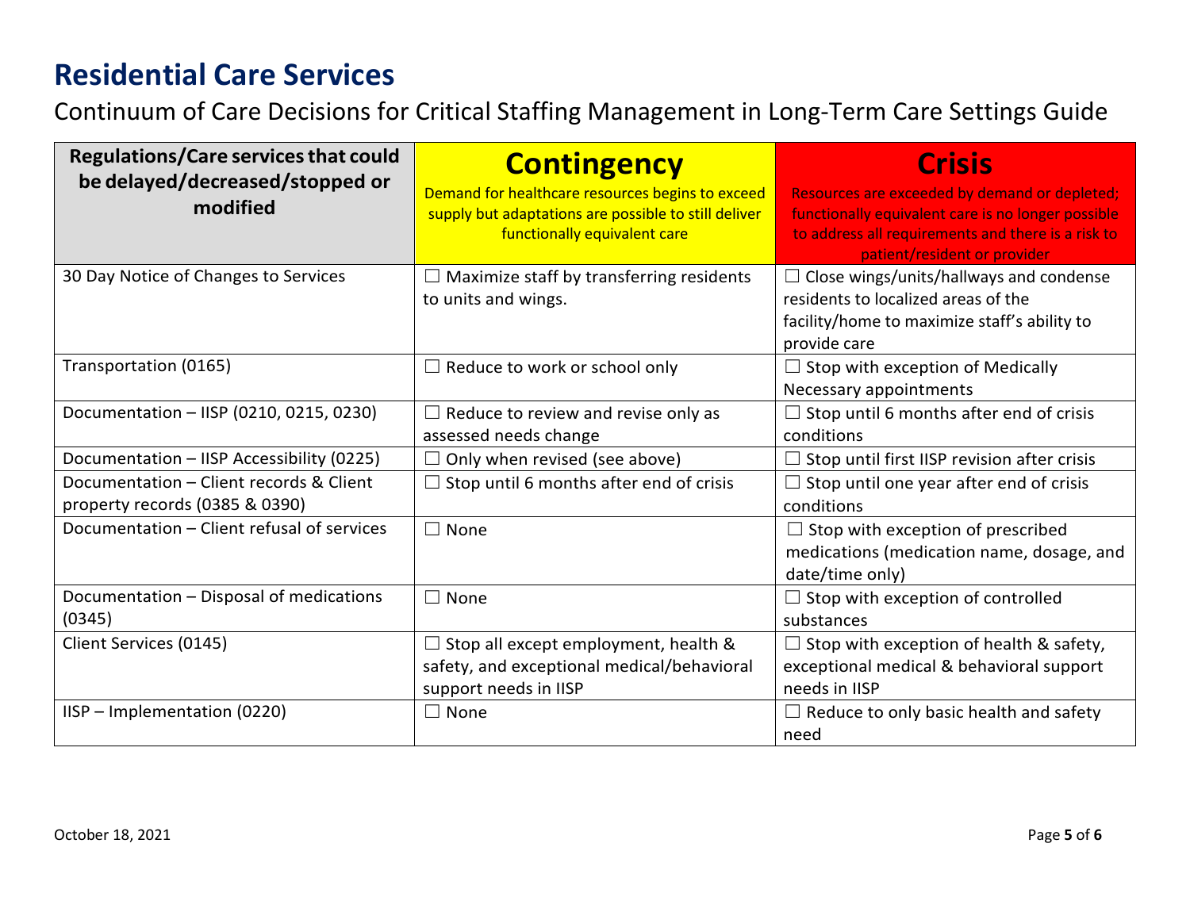# Residential Care Services

Continuum of Care Decisions for Critical Staffing Management in Long-Term Care Settings Guide

| Regulations/Care services that could be delayed/decreased/stopped or modified | **Contingency** Demand for healthcare resources begins to exceed supply but adaptations are possible to still deliver functionally equivalent care | **Crisis** Resources are exceeded by demand or depleted; functionally equivalent care is no longer possible to address all requirements and there is a risk to patient/resident or provider |
|---|---|---|
| 30 Day Notice of Changes to Services | ☐ Maximize staff by transferring residents to units and wings. | ☐ Close wings/units/hallways and condense residents to localized areas of the facility/home to maximize staff's ability to provide care |
| Transportation (0165) | ☐ Reduce to work or school only | ☐ Stop with exception of Medically Necessary appointments |
| Documentation – IISP (0210, 0215, 0230) | ☐ Reduce to review and revise only as assessed needs change | ☐ Stop until 6 months after end of crisis conditions |
| Documentation – IISP Accessibility (0225) | ☐ Only when revised (see above) | ☐ Stop until first IISP revision after crisis |
| Documentation – Client records & Client property records (0385 & 0390) | ☐ Stop until 6 months after end of crisis | ☐ Stop until one year after end of crisis conditions |
| Documentation – Client refusal of services | ☐ None | ☐ Stop with exception of prescribed medications (medication name, dosage, and date/time only) |
| Documentation – Disposal of medications (0345) | ☐ None | ☐ Stop with exception of controlled substances |
| Client Services (0145) | ☐ Stop all except employment, health & safety, and exceptional medical/behavioral support needs in IISP | ☐ Stop with exception of health & safety, exceptional medical & behavioral support needs in IISP |
| IISP – Implementation (0220) | ☐ None | ☐ Reduce to only basic health and safety need |

October 18, 2021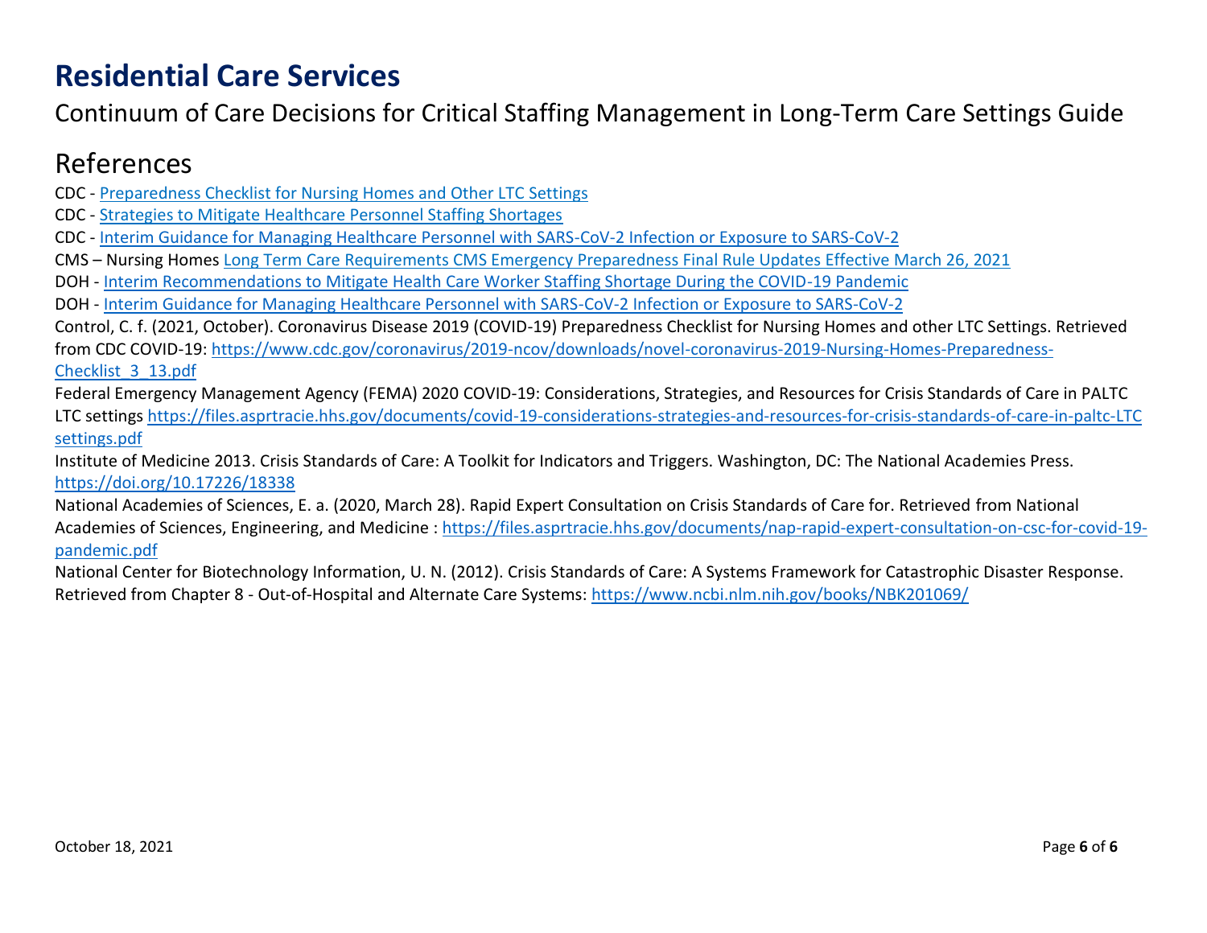# Residential Care Services

Continuum of Care Decisions for Critical Staffing Management in Long-Term Care Settings Guide

## References

CDC - Preparedness Checklist for Nursing Homes and Other LTC Settings

CDC - Strategies to Mitigate Healthcare Personnel Staffing Shortages

CDC - Interim Guidance for Managing Healthcare Personnel with SARS-CoV-2 Infection or Exposure to SARS-CoV-2

CMS – Nursing Homes Long Term Care Requirements CMS Emergency Preparedness Final Rule Updates Effective March 26, 2021

DOH - Interim Recommendations to Mitigate Health Care Worker Staffing Shortage During the COVID-19 Pandemic

DOH - Interim Guidance for Managing Healthcare Personnel with SARS-CoV-2 Infection or Exposure to SARS-CoV-2

Control, C. f. (2021, October). Coronavirus Disease 2019 (COVID-19) Preparedness Checklist for Nursing Homes and other LTC Settings. Retrieved from CDC COVID-19: https://www.cdc.gov/coronavirus/2019-ncov/downloads/novel-coronavirus-2019-Nursing-Homes-Preparedness-Checklist_3_13.pdf

Federal Emergency Management Agency (FEMA) 2020 COVID-19: Considerations, Strategies, and Resources for Crisis Standards of Care in PALTC LTC settings https://files.asprtracie.hhs.gov/documents/covid-19-considerations-strategies-and-resources-for-crisis-standards-of-care-in-paltc-LTC settings.pdf

Institute of Medicine 2013. Crisis Standards of Care: A Toolkit for Indicators and Triggers. Washington, DC: The National Academies Press. https://doi.org/10.17226/18338

National Academies of Sciences, E. a. (2020, March 28). Rapid Expert Consultation on Crisis Standards of Care for. Retrieved from National Academies of Sciences, Engineering, and Medicine : https://files.asprtracie.hhs.gov/documents/nap-rapid-expert-consultation-on-csc-for-covid-19-pandemic.pdf

National Center for Biotechnology Information, U. N. (2012). Crisis Standards of Care: A Systems Framework for Catastrophic Disaster Response. Retrieved from Chapter 8 - Out-of-Hospital and Alternate Care Systems: https://www.ncbi.nlm.nih.gov/books/NBK201069/

October 18, 2021